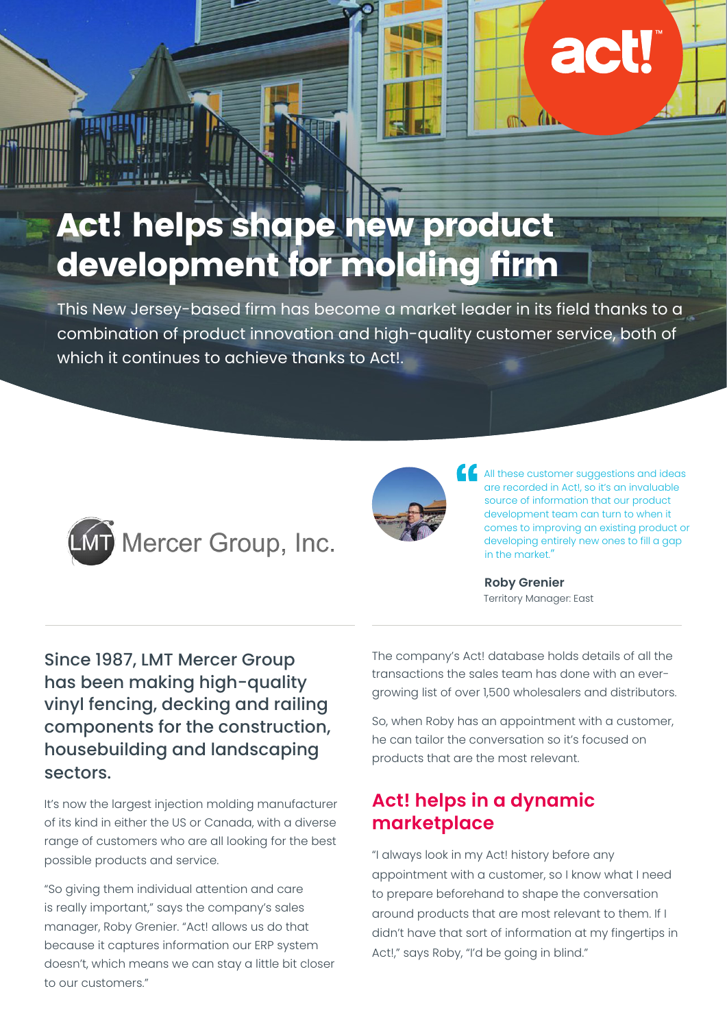# Act! helps shape new product development for molding firm

This New Jersey-based firm has become a market leader in its field thanks to a combination of product innovation and high-quality customer service, both of which it continues to achieve thanks to Act!.

LMT Mercer Group, Inc.

> "All these customer suggestions and ideas are recorded in Act!, so it's an invaluable source of information that our product development team can turn to when it comes to improving an existing product or developing entirely new ones to fill a gap in the market."
>
> **Roby Grenier**
> Territory Manager: East

### Since 1987, LMT Mercer Group has been making high-quality vinyl fencing, decking and railing components for the construction, housebuilding and landscaping sectors.

It's now the largest injection molding manufacturer of its kind in either the US or Canada, with a diverse range of customers who are all looking for the best possible products and service.

"So giving them individual attention and care is really important," says the company's sales manager, Roby Grenier. "Act! allows us do that because it captures information our ERP system doesn't, which means we can stay a little bit closer to our customers."

The company's Act! database holds details of all the transactions the sales team has done with an ever-growing list of over 1,500 wholesalers and distributors.

So, when Roby has an appointment with a customer, he can tailor the conversation so it's focused on products that are the most relevant.

## Act! helps in a dynamic marketplace

"I always look in my Act! history before any appointment with a customer, so I know what I need to prepare beforehand to shape the conversation around products that are most relevant to them. If I didn't have that sort of information at my fingertips in Act!," says Roby, "I'd be going in blind."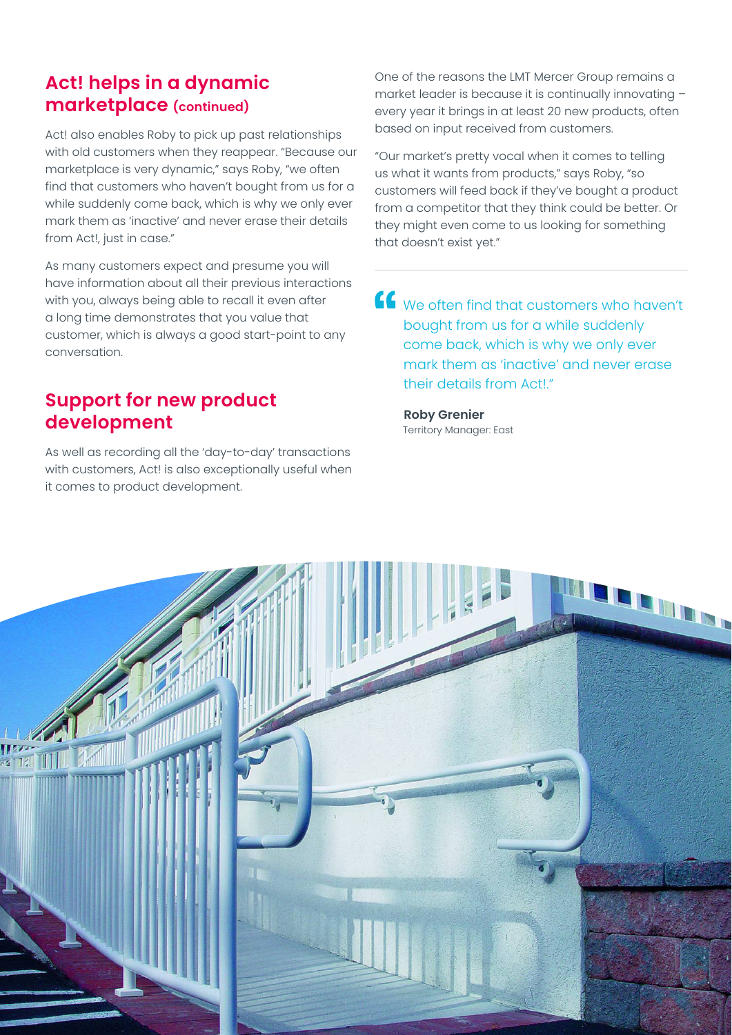## Act! helps in a dynamic marketplace (continued)

Act! also enables Roby to pick up past relationships with old customers when they reappear. "Because our marketplace is very dynamic," says Roby, "we often find that customers who haven't bought from us for a while suddenly come back, which is why we only ever mark them as 'inactive' and never erase their details from Act!, just in case."

As many customers expect and presume you will have information about all their previous interactions with you, always being able to recall it even after a long time demonstrates that you value that customer, which is always a good start-point to any conversation.

## Support for new product development

As well as recording all the 'day-to-day' transactions with customers, Act! is also exceptionally useful when it comes to product development.

One of the reasons the LMT Mercer Group remains a market leader is because it is continually innovating – every year it brings in at least 20 new products, often based on input received from customers.

"Our market's pretty vocal when it comes to telling us what it wants from products," says Roby, "so customers will feed back if they've bought a product from a competitor that they think could be better. Or they might even come to us looking for something that doesn't exist yet."

> "We often find that customers who haven't bought from us for a while suddenly come back, which is why we only ever mark them as 'inactive' and never erase their details from Act!."
>
> **Roby Grenier**
> Territory Manager: East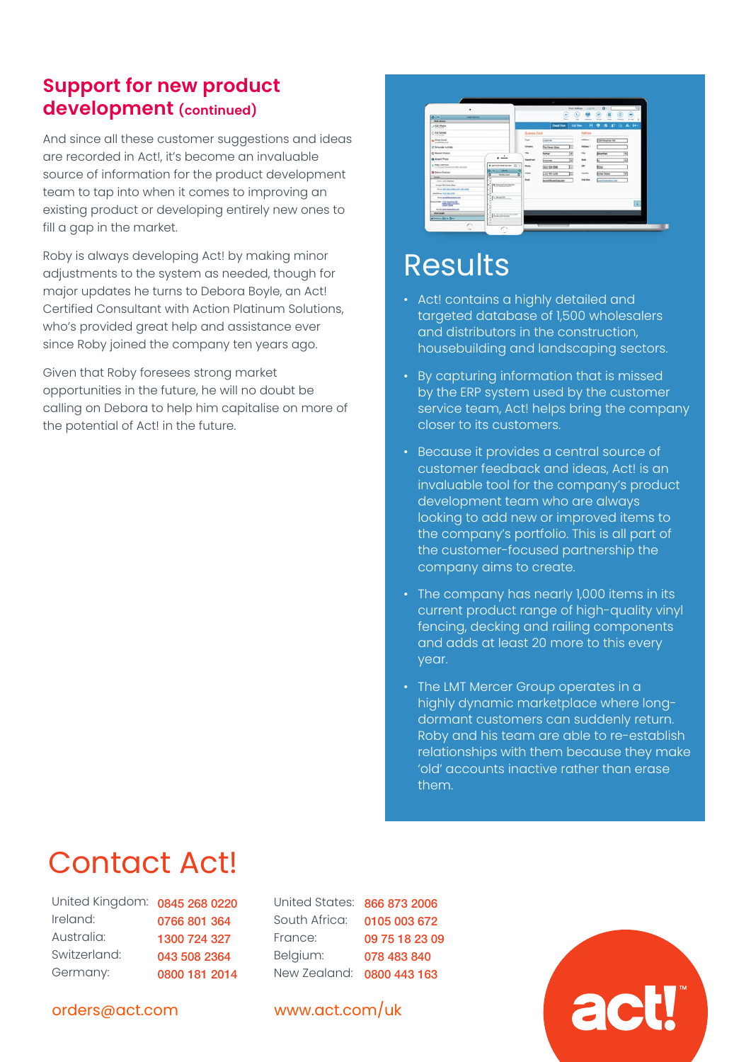## Support for new product development (continued)

And since all these customer suggestions and ideas are recorded in Act!, it's become an invaluable source of information for the product development team to tap into when it comes to improving an existing product or developing entirely new ones to fill a gap in the market.

Roby is always developing Act! by making minor adjustments to the system as needed, though for major updates he turns to Debora Boyle, an Act! Certified Consultant with Action Platinum Solutions, who's provided great help and assistance ever since Roby joined the company ten years ago.

Given that Roby foresees strong market opportunities in the future, he will no doubt be calling on Debora to help him capitalise on more of the potential of Act! in the future.

## Results

- Act! contains a highly detailed and targeted database of 1,500 wholesalers and distributors in the construction, housebuilding and landscaping sectors.
- By capturing information that is missed by the ERP system used by the customer service team, Act! helps bring the company closer to its customers.
- Because it provides a central source of customer feedback and ideas, Act! is an invaluable tool for the company's product development team who are always looking to add new or improved items to the company's portfolio. This is all part of the customer-focused partnership the company aims to create.
- The company has nearly 1,000 items in its current product range of high-quality vinyl fencing, decking and railing components and adds at least 20 more to this every year.
- The LMT Mercer Group operates in a highly dynamic marketplace where long-dormant customers can suddenly return. Roby and his team are able to re-establish relationships with them because they make 'old' accounts inactive rather than erase them.

## Contact Act!

| | | | |
|---|---|---|---|
| United Kingdom: | 0845 268 0220 | United States: | 866 873 2006 |
| Ireland: | 0766 801 364 | South Africa: | 0105 003 672 |
| Australia: | 1300 724 327 | France: | 09 75 18 23 09 |
| Switzerland: | 043 508 2364 | Belgium: | 078 483 840 |
| Germany: | 0800 181 2014 | New Zealand: | 0800 443 163 |

orders@act.com

www.act.com/uk